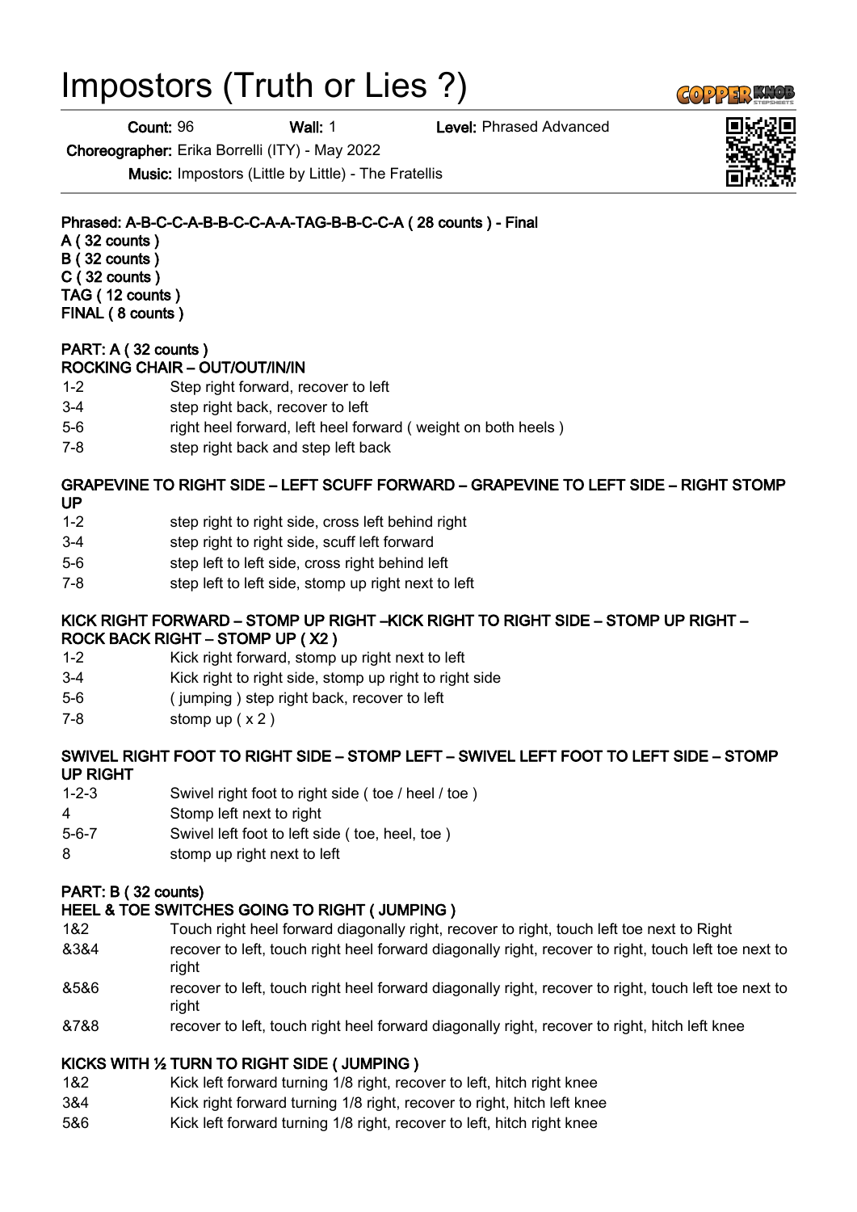# Impostors (Truth or Lies ?)

**Count:** 96 **Wall:** 1 **Level:** Phrased Advanced

**Choreographer:** Erika Borrelli (ITY) - May 2022

**Music:** Impostors (Little by Little) - The Fratellis

**Phrased: A-B-C-C-A-B-B-C-C-A-A-TAG-B-B-C-C-A ( 28 counts ) - Final**
**A ( 32 counts )**
**B ( 32 counts )**
**C ( 32 counts )**
**TAG ( 12 counts )**
**FINAL ( 8 counts )**

**PART: A ( 32 counts )**
**ROCKING CHAIR – OUT/OUT/IN/IN**

| | |
|---|---|
| 1-2 | Step right forward, recover to left |
| 3-4 | step right back, recover to left |
| 5-6 | right heel forward, left heel forward ( weight on both heels ) |
| 7-8 | step right back and step left back |

**GRAPEVINE TO RIGHT SIDE – LEFT SCUFF FORWARD – GRAPEVINE TO LEFT SIDE – RIGHT STOMP UP**

| | |
|---|---|
| 1-2 | step right to right side, cross left behind right |
| 3-4 | step right to right side, scuff left forward |
| 5-6 | step left to left side, cross right behind left |
| 7-8 | step left to left side, stomp up right next to left |

**KICK RIGHT FORWARD – STOMP UP RIGHT –KICK RIGHT TO RIGHT SIDE – STOMP UP RIGHT – ROCK BACK RIGHT – STOMP UP ( X2 )**

| | |
|---|---|
| 1-2 | Kick right forward, stomp up right next to left |
| 3-4 | Kick right to right side, stomp up right to right side |
| 5-6 | ( jumping ) step right back, recover to left |
| 7-8 | stomp up ( x 2 ) |

**SWIVEL RIGHT FOOT TO RIGHT SIDE – STOMP LEFT – SWIVEL LEFT FOOT TO LEFT SIDE – STOMP UP RIGHT**

| | |
|---|---|
| 1-2-3 | Swivel right foot to right side ( toe / heel / toe ) |
| 4 | Stomp left next to right |
| 5-6-7 | Swivel left foot to left side ( toe, heel, toe ) |
| 8 | stomp up right next to left |

**PART: B ( 32 counts)**
**HEEL & TOE SWITCHES GOING TO RIGHT ( JUMPING )**

| | |
|---|---|
| 1&2 | Touch right heel forward diagonally right, recover to right, touch left toe next to Right |
| &3&4 | recover to left, touch right heel forward diagonally right, recover to right, touch left toe next to right |
| &5&6 | recover to left, touch right heel forward diagonally right, recover to right, touch left toe next to right |
| &7&8 | recover to left, touch right heel forward diagonally right, recover to right, hitch left knee |

**KICKS WITH ½ TURN TO RIGHT SIDE ( JUMPING )**

| | |
|---|---|
| 1&2 | Kick left forward turning 1/8 right, recover to left, hitch right knee |
| 3&4 | Kick right forward turning 1/8 right, recover to right, hitch left knee |
| 5&6 | Kick left forward turning 1/8 right, recover to left, hitch right knee |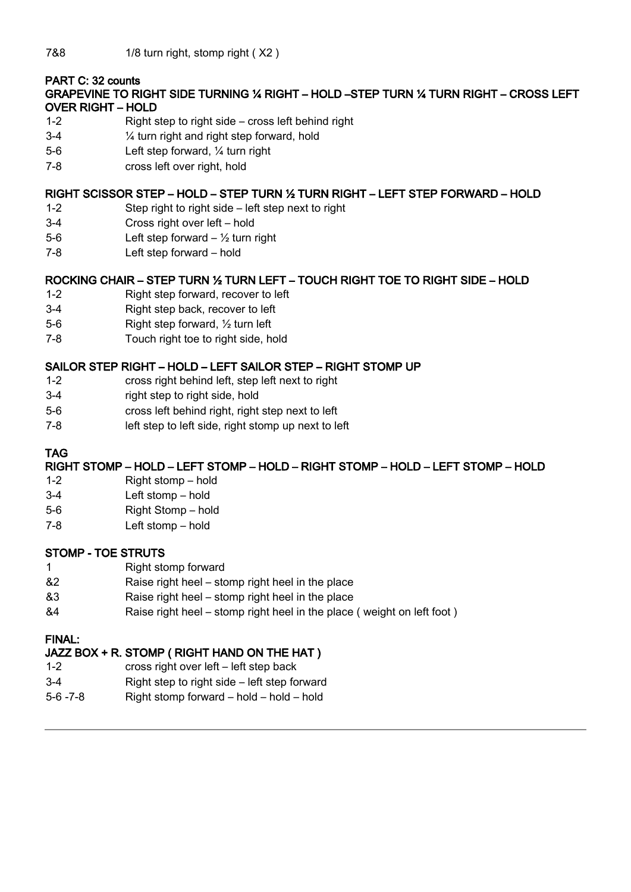7&8 1/8 turn right, stomp right ( X2 )

**PART C: 32 counts**

**GRAPEVINE TO RIGHT SIDE TURNING ¼ RIGHT – HOLD –STEP TURN ¼ TURN RIGHT – CROSS LEFT OVER RIGHT – HOLD**

| | |
|---|---|
| 1-2 | Right step to right side – cross left behind right |
| 3-4 | ¼ turn right and right step forward, hold |
| 5-6 | Left step forward, ¼ turn right |
| 7-8 | cross left over right, hold |

**RIGHT SCISSOR STEP – HOLD – STEP TURN ½ TURN RIGHT – LEFT STEP FORWARD – HOLD**

| | |
|---|---|
| 1-2 | Step right to right side – left step next to right |
| 3-4 | Cross right over left – hold |
| 5-6 | Left step forward – ½ turn right |
| 7-8 | Left step forward – hold |

**ROCKING CHAIR – STEP TURN ½ TURN LEFT – TOUCH RIGHT TOE TO RIGHT SIDE – HOLD**

| | |
|---|---|
| 1-2 | Right step forward, recover to left |
| 3-4 | Right step back, recover to left |
| 5-6 | Right step forward, ½ turn left |
| 7-8 | Touch right toe to right side, hold |

**SAILOR STEP RIGHT – HOLD – LEFT SAILOR STEP – RIGHT STOMP UP**

| | |
|---|---|
| 1-2 | cross right behind left, step left next to right |
| 3-4 | right step to right side, hold |
| 5-6 | cross left behind right, right step next to left |
| 7-8 | left step to left side, right stomp up next to left |

**TAG**

**RIGHT STOMP – HOLD – LEFT STOMP – HOLD – RIGHT STOMP – HOLD – LEFT STOMP – HOLD**

| | |
|---|---|
| 1-2 | Right stomp – hold |
| 3-4 | Left stomp – hold |
| 5-6 | Right Stomp – hold |
| 7-8 | Left stomp – hold |

**STOMP - TOE STRUTS**

| | |
|---|---|
| 1 | Right stomp forward |
| &2 | Raise right heel – stomp right heel in the place |
| &3 | Raise right heel – stomp right heel in the place |
| &4 | Raise right heel – stomp right heel in the place ( weight on left foot ) |

**FINAL:**

**JAZZ BOX + R. STOMP ( RIGHT HAND ON THE HAT )**

| | |
|---|---|
| 1-2 | cross right over left – left step back |
| 3-4 | Right step to right side – left step forward |
| 5-6 -7-8 | Right stomp forward – hold – hold – hold |